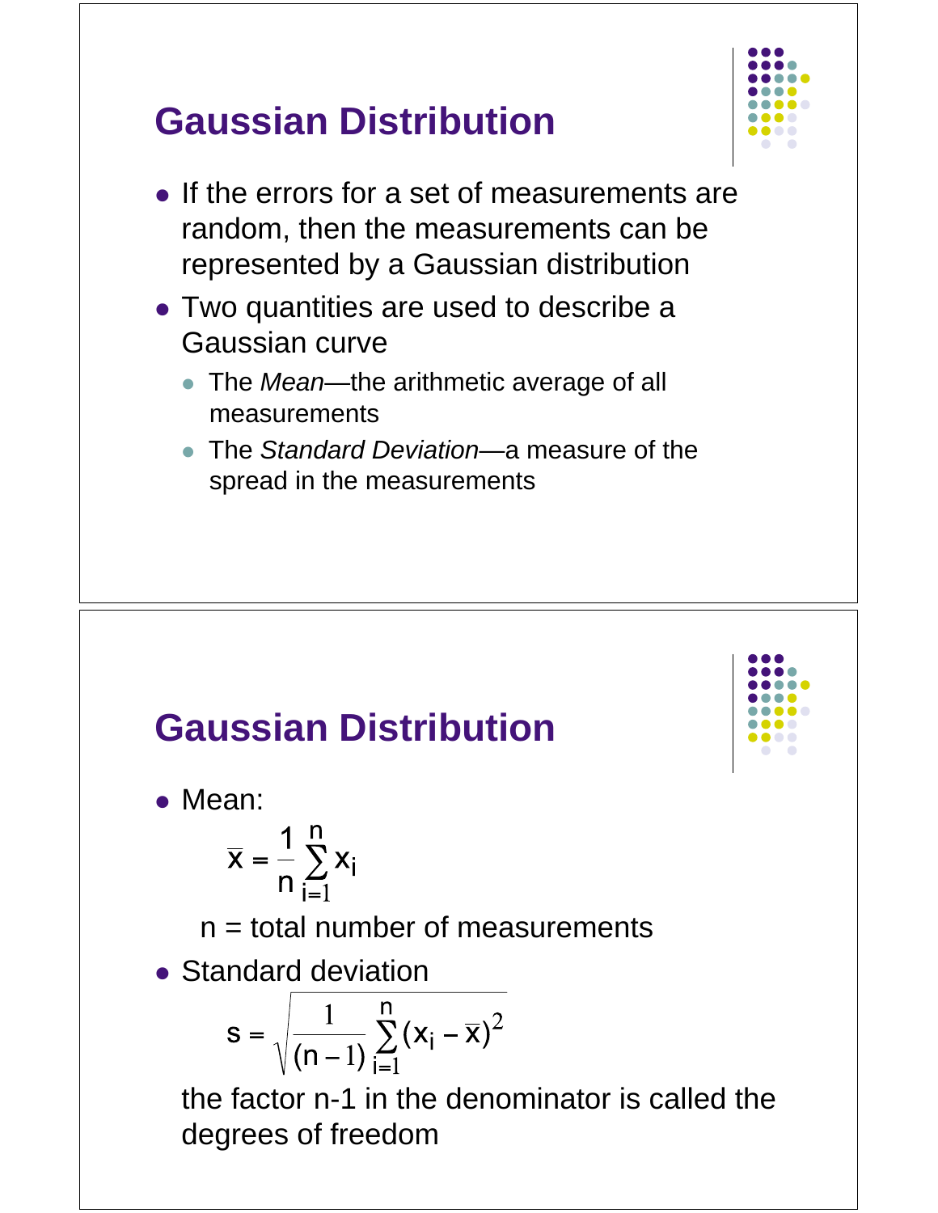# Gaussian Distribution

- If the errors for a set of measurements are random, then the measurements can be represented by a Gaussian distribution
- Two quantities are used to describe a Gaussian curve
  - The *Mean*—the arithmetic average of all measurements
  - The *Standard Deviation*—a measure of the spread in the measurements

# Gaussian Distribution

- Mean:

$$\bar{x} = \frac{1}{n}\sum_{i=1}^{n} x_i$$

  n = total number of measurements

- Standard deviation

$$s = \sqrt{\frac{1}{(n-1)}\sum_{i=1}^{n}(x_i - \bar{x})^2}$$

  the factor n-1 in the denominator is called the degrees of freedom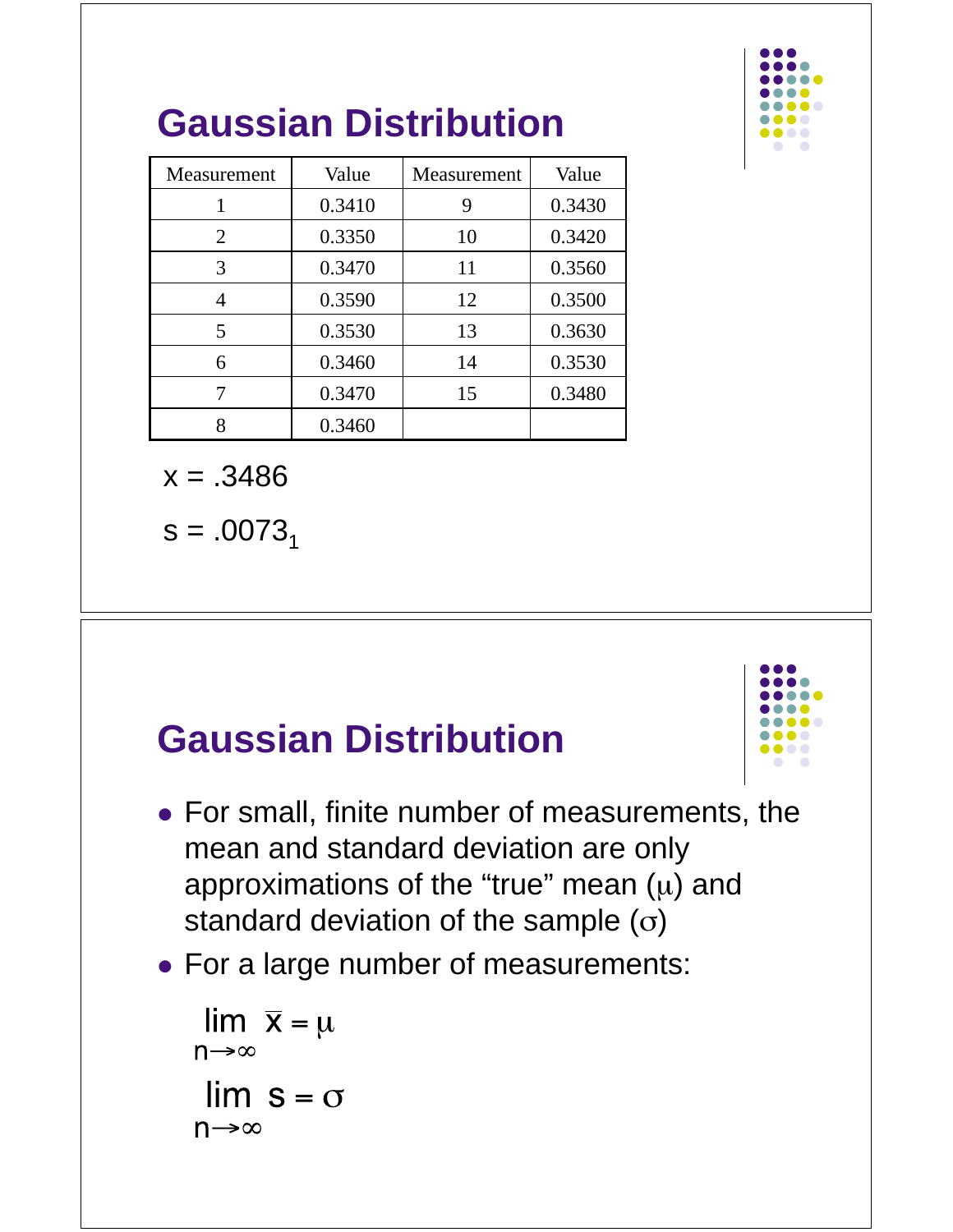## Gaussian Distribution

| Measurement | Value | Measurement | Value |
|---|---|---|---|
| 1 | 0.3410 | 9 | 0.3430 |
| 2 | 0.3350 | 10 | 0.3420 |
| 3 | 0.3470 | 11 | 0.3560 |
| 4 | 0.3590 | 12 | 0.3500 |
| 5 | 0.3530 | 13 | 0.3630 |
| 6 | 0.3460 | 14 | 0.3530 |
| 7 | 0.3470 | 15 | 0.3480 |
| 8 | 0.3460 | | |

$x = .3486$

$s = .0073_1$

## Gaussian Distribution

- For small, finite number of measurements, the mean and standard deviation are only approximations of the “true” mean ($\mu$) and standard deviation of the sample ($\sigma$)
- For a large number of measurements:

$$\lim_{n \to \infty} \bar{x} = \mu$$

$$\lim_{n \to \infty} s = \sigma$$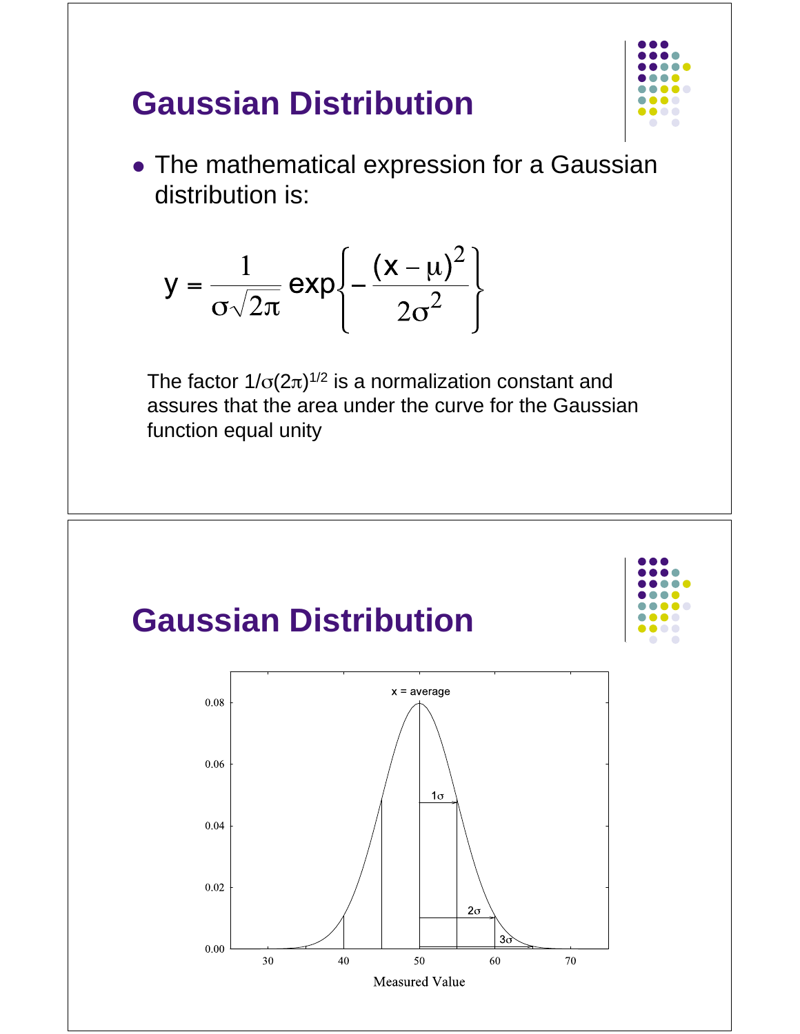## Gaussian Distribution

- The mathematical expression for a Gaussian distribution is:

$$y = \frac{1}{\sigma\sqrt{2\pi}} \exp\left\{-\frac{(x-\mu)^2}{2\sigma^2}\right\}$$

The factor $1/\sigma(2\pi)^{1/2}$ is a normalization constant and assures that the area under the curve for the Gaussian function equal unity

## Gaussian Distribution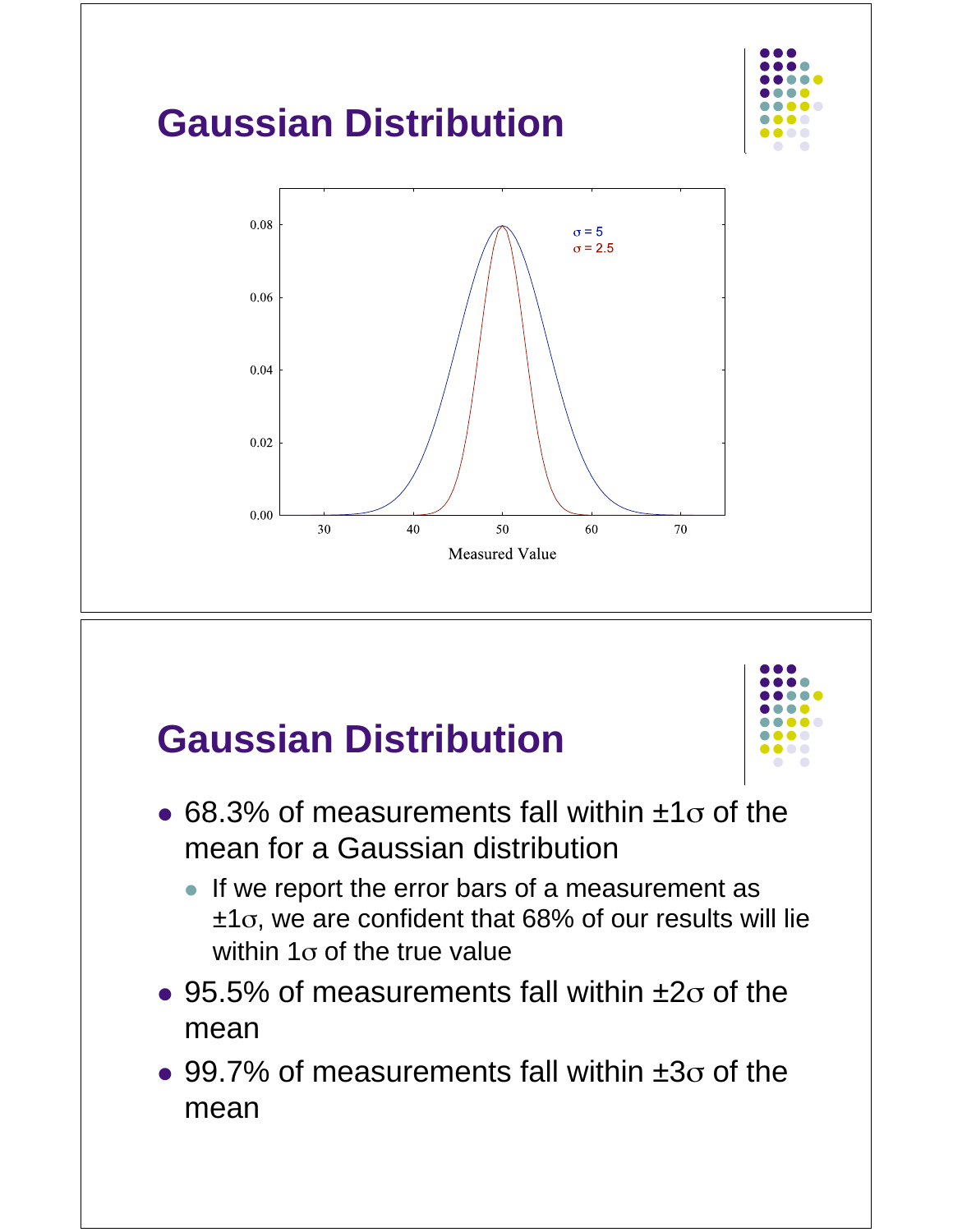# Gaussian Distribution

# Gaussian Distribution

- 68.3% of measurements fall within $\pm 1\sigma$ of the mean for a Gaussian distribution
  - If we report the error bars of a measurement as $\pm 1\sigma$, we are confident that 68% of our results will lie within $1\sigma$ of the true value
- 95.5% of measurements fall within $\pm 2\sigma$ of the mean
- 99.7% of measurements fall within $\pm 3\sigma$ of the mean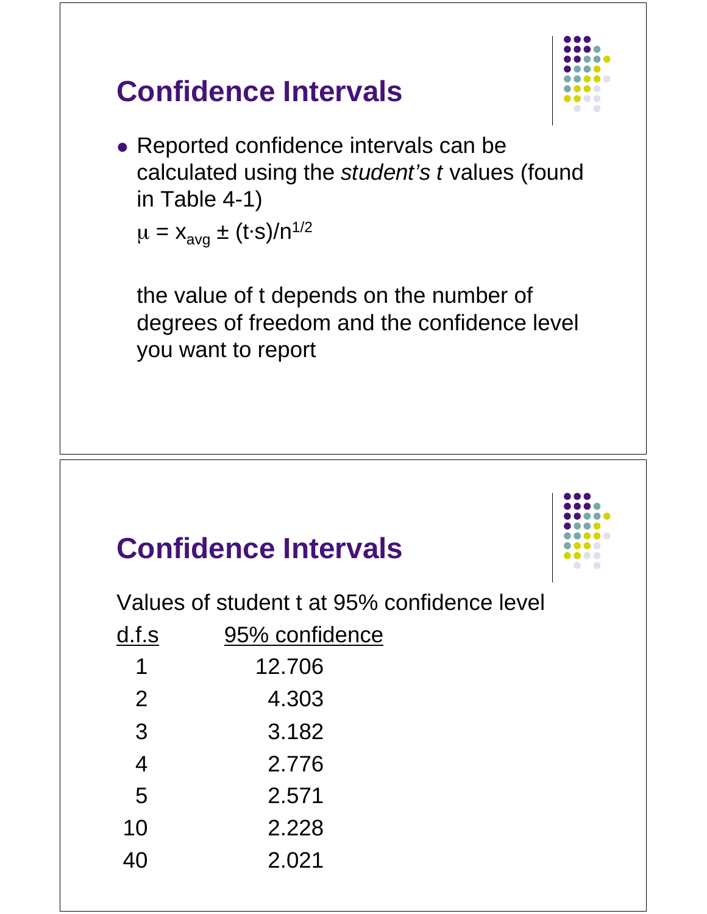# Confidence Intervals

- Reported confidence intervals can be calculated using the *student's t* values (found in Table 4-1)

  $\mu = x_{avg} \pm (t \cdot s)/n^{1/2}$

  the value of t depends on the number of degrees of freedom and the confidence level you want to report

# Confidence Intervals

Values of student t at 95% confidence level

| d.f.s | 95% confidence |
|---|---|
| 1 | 12.706 |
| 2 | 4.303 |
| 3 | 3.182 |
| 4 | 2.776 |
| 5 | 2.571 |
| 10 | 2.228 |
| 40 | 2.021 |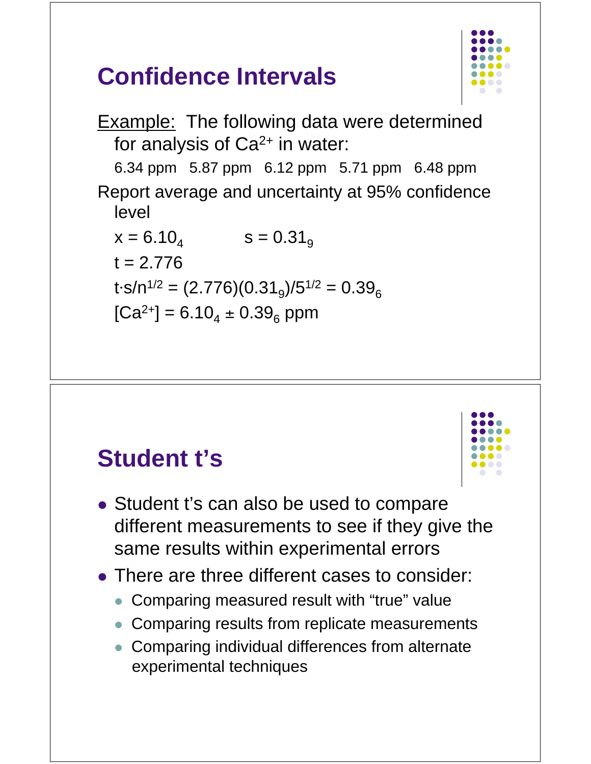## Confidence Intervals

Example: The following data were determined for analysis of $Ca^{2+}$ in water:

6.34 ppm   5.87 ppm   6.12 ppm   5.71 ppm   6.48 ppm

Report average and uncertainty at 95% confidence level

$x = 6.10_4$   $s = 0.31_9$

$t = 2.776$

$t \cdot s/n^{1/2} = (2.776)(0.31_9)/5^{1/2} = 0.39_6$

$[Ca^{2+}] = 6.10_4 \pm 0.39_6$ ppm

## Student t's

- Student t's can also be used to compare different measurements to see if they give the same results within experimental errors
- There are three different cases to consider:
  - Comparing measured result with "true" value
  - Comparing results from replicate measurements
  - Comparing individual differences from alternate experimental techniques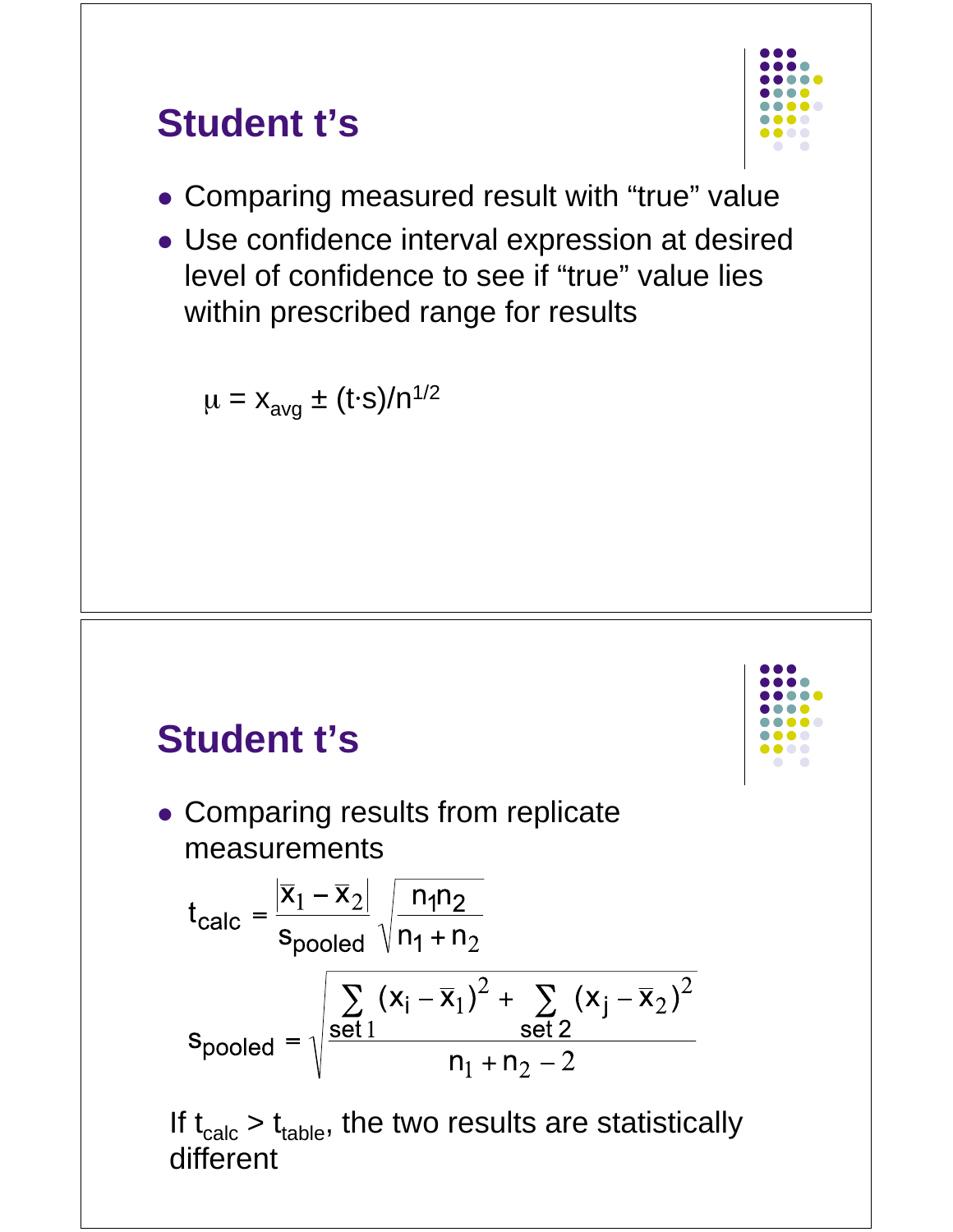## Student t's

- Comparing measured result with "true" value
- Use confidence interval expression at desired level of confidence to see if "true" value lies within prescribed range for results

$$\mu = x_{avg} \pm (t \cdot s)/n^{1/2}$$

## Student t's

- Comparing results from replicate measurements

$$t_{calc} = \frac{|\bar{x}_1 - \bar{x}_2|}{s_{pooled}} \sqrt{\frac{n_1 n_2}{n_1 + n_2}}$$

$$s_{pooled} = \sqrt{\frac{\sum_{set\,1} (x_i - \bar{x}_1)^2 + \sum_{set\,2} (x_j - \bar{x}_2)^2}{n_1 + n_2 - 2}}$$

If $t_{calc} > t_{table}$, the two results are statistically different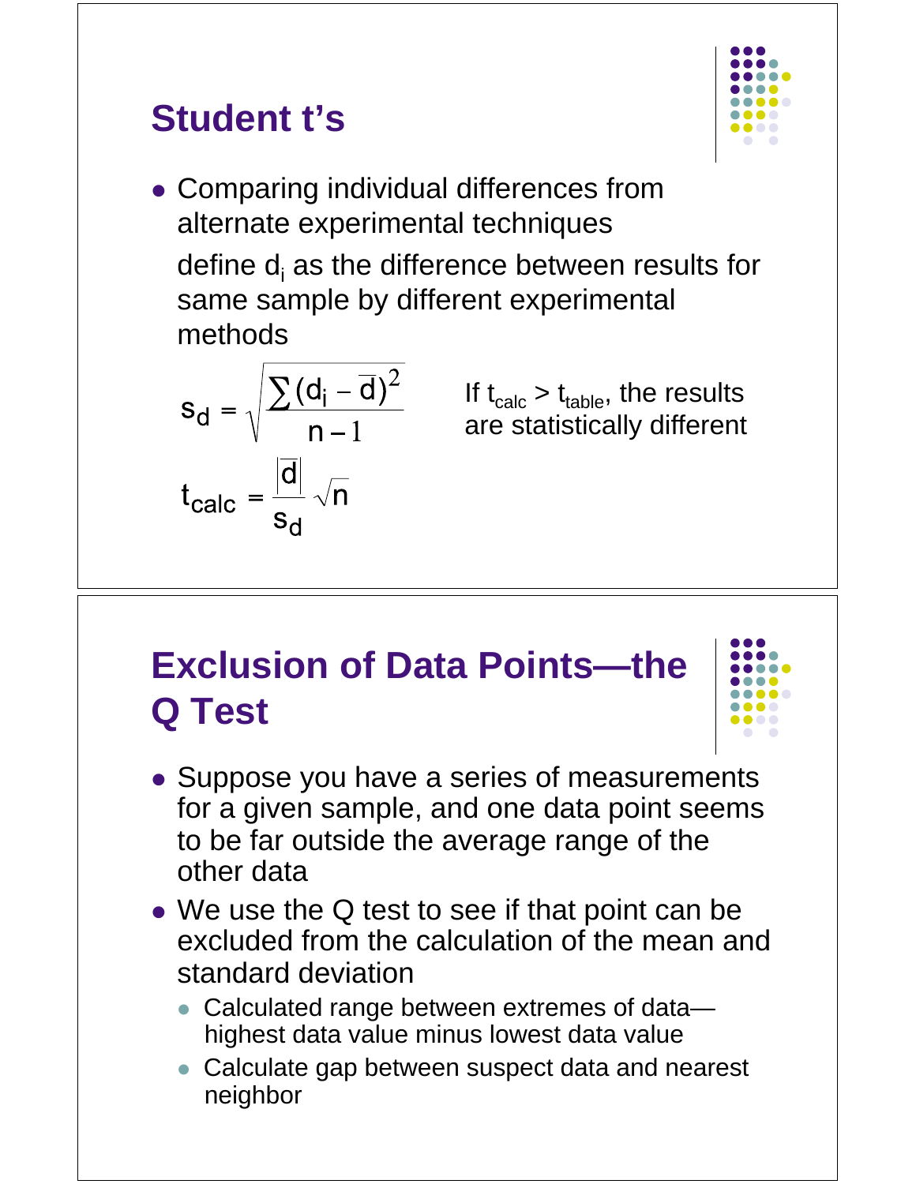## Student t's

- Comparing individual differences from alternate experimental techniques

  define $d_i$ as the difference between results for same sample by different experimental methods

$$s_d = \sqrt{\frac{\sum (d_i - \bar{d})^2}{n-1}}$$

$$t_{calc} = \frac{|\bar{d}|}{s_d}\sqrt{n}$$

If $t_{calc} > t_{table}$, the results are statistically different

## Exclusion of Data Points—the Q Test

- Suppose you have a series of measurements for a given sample, and one data point seems to be far outside the average range of the other data
- We use the Q test to see if that point can be excluded from the calculation of the mean and standard deviation
  - Calculated range between extremes of data—highest data value minus lowest data value
  - Calculate gap between suspect data and nearest neighbor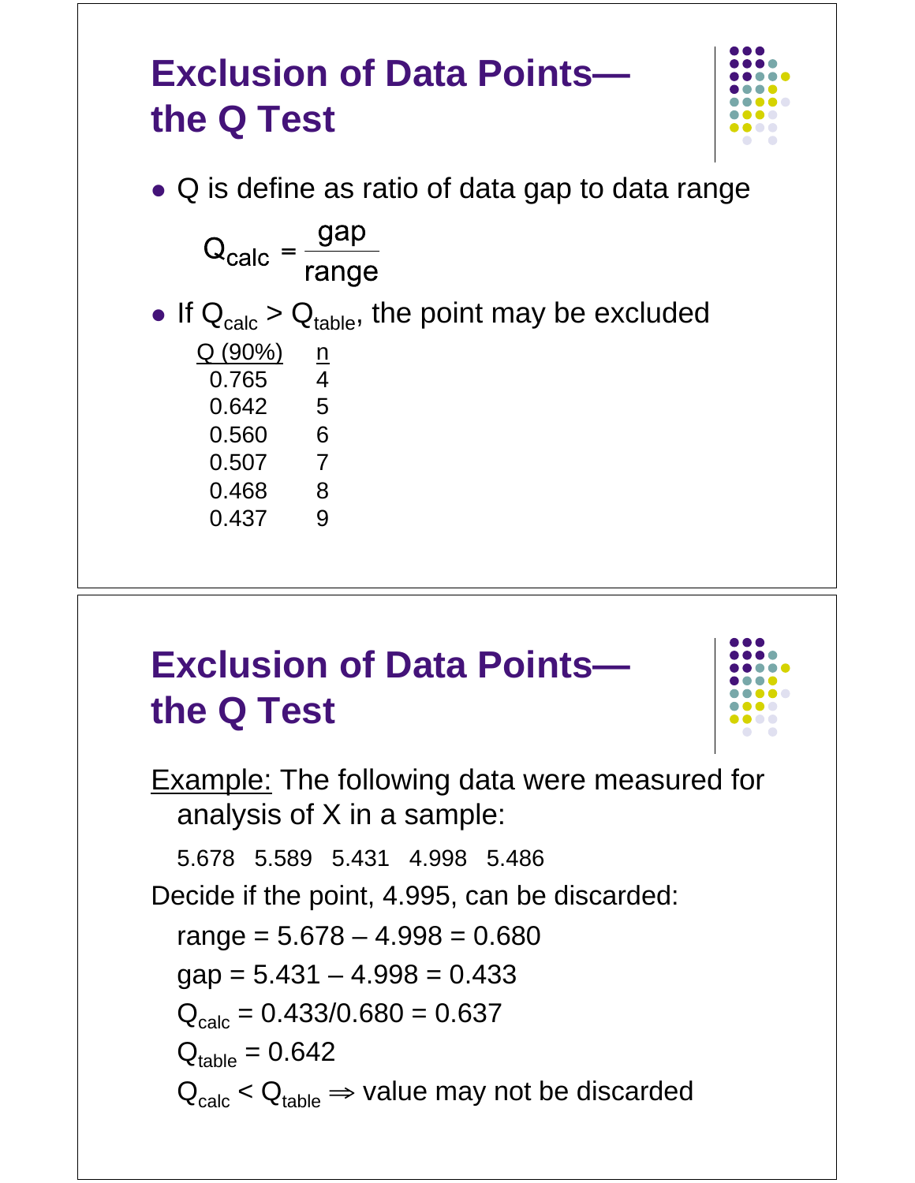## Exclusion of Data Points—the Q Test

- Q is define as ratio of data gap to data range

$$Q_{calc} = \frac{gap}{range}$$

- If $Q_{calc} > Q_{table}$, the point may be excluded

| Q (90%) | n |
|---|---|
| 0.765 | 4 |
| 0.642 | 5 |
| 0.560 | 6 |
| 0.507 | 7 |
| 0.468 | 8 |
| 0.437 | 9 |

## Exclusion of Data Points—the Q Test

Example: The following data were measured for analysis of X in a sample:

5.678   5.589   5.431   4.998   5.486

Decide if the point, 4.995, can be discarded:

range = 5.678 – 4.998 = 0.680

gap = 5.431 – 4.998 = 0.433

$Q_{calc}$ = 0.433/0.680 = 0.637

$Q_{table}$ = 0.642

$Q_{calc} < Q_{table} \Rightarrow$ value may not be discarded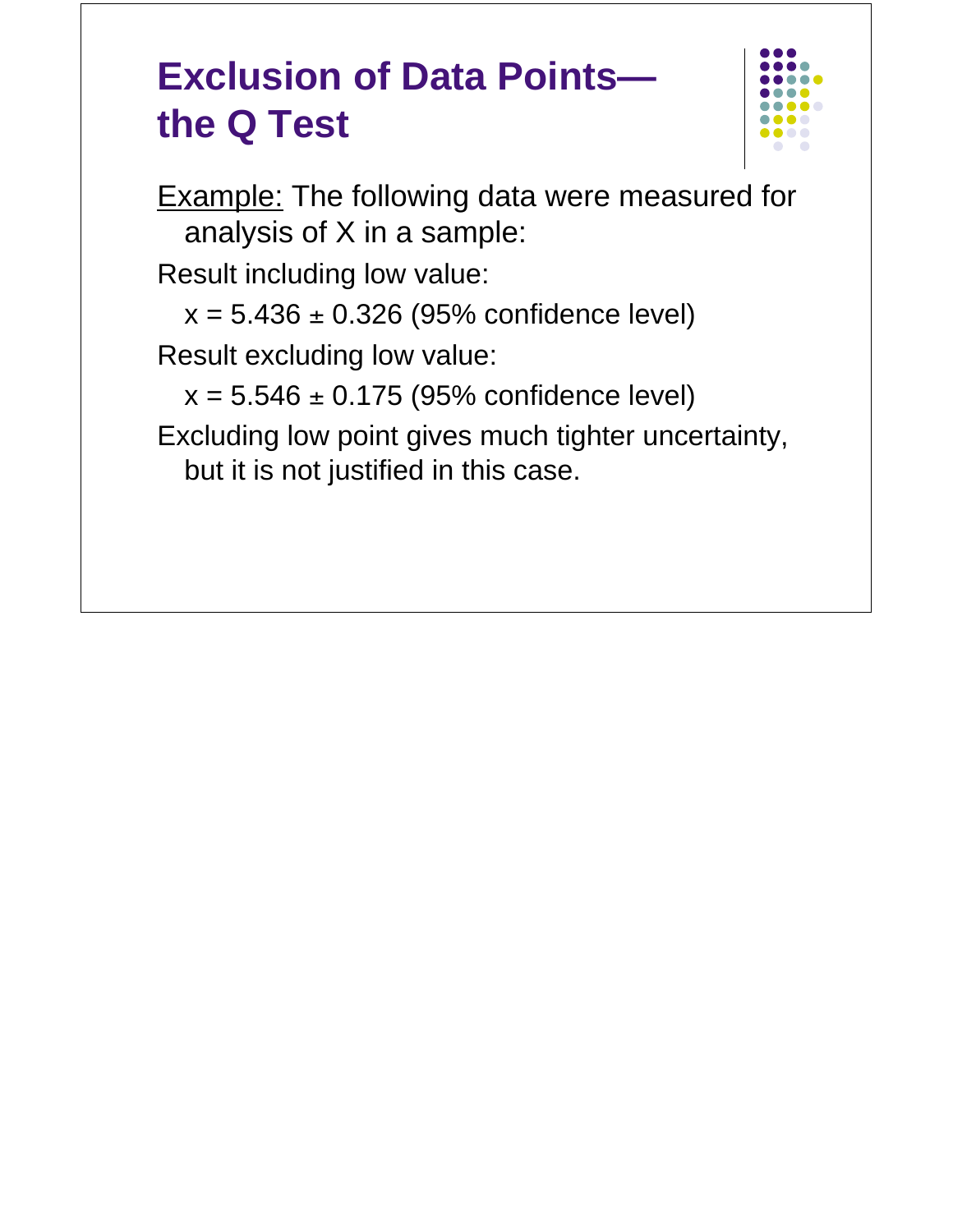# Exclusion of Data Points—the Q Test

Example: The following data were measured for analysis of X in a sample:

Result including low value:

$x = 5.436 \pm 0.326$ (95% confidence level)

Result excluding low value:

$x = 5.546 \pm 0.175$ (95% confidence level)

Excluding low point gives much tighter uncertainty, but it is not justified in this case.